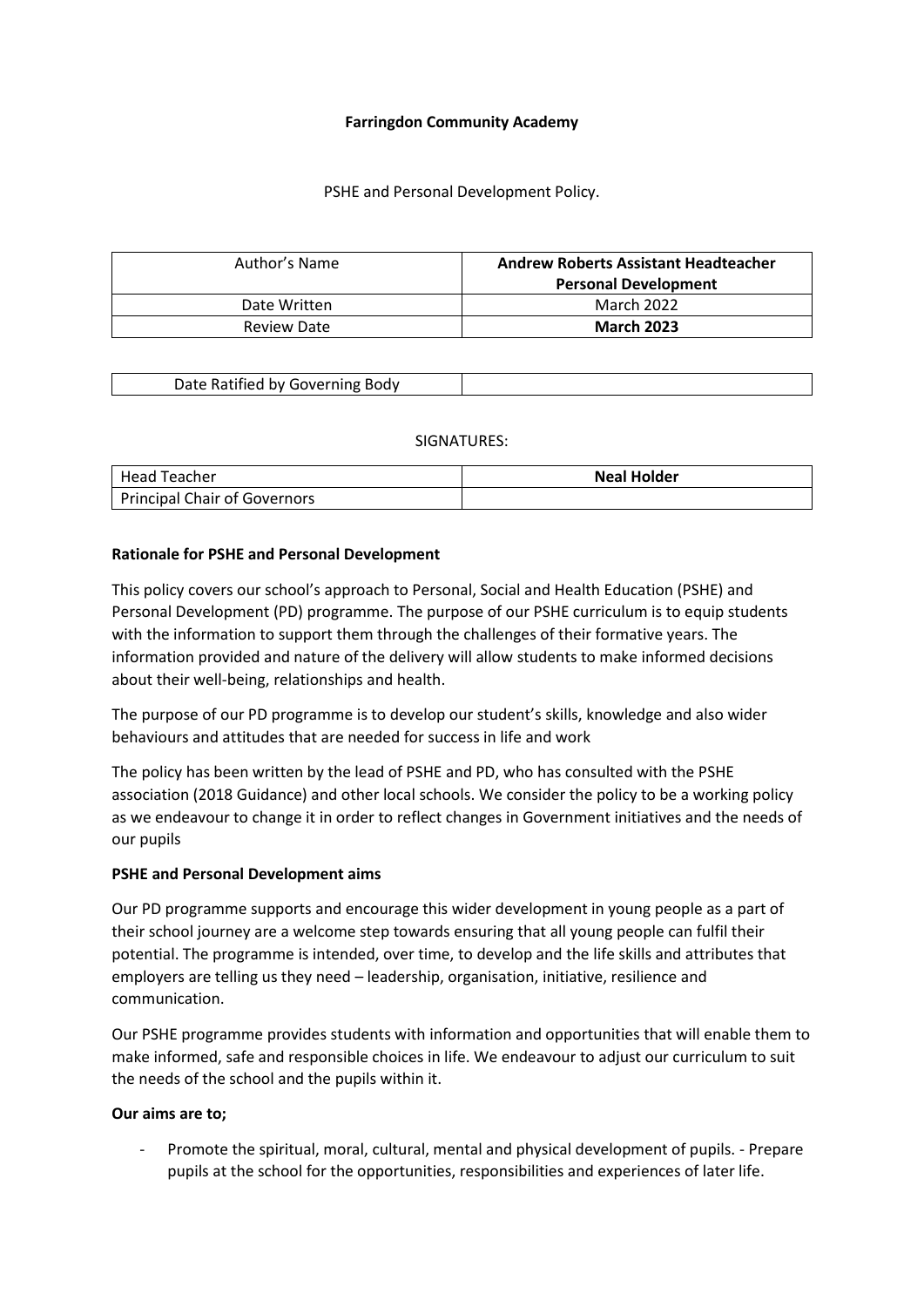**Farringdon Community Academy**

PSHE and Personal Development Policy.

| Author's Name | **Andrew Roberts Assistant Headteacher Personal Development** |
| --- | --- |
| Date Written | March 2022 |
| Review Date | **March 2023** |

| Date Ratified by Governing Body | |
| --- | --- |

SIGNATURES:

| Head Teacher | **Neal Holder** |
| --- | --- |
| Principal Chair of Governors | |

**Rationale for PSHE and Personal Development**

This policy covers our school's approach to Personal, Social and Health Education (PSHE) and Personal Development (PD) programme. The purpose of our PSHE curriculum is to equip students with the information to support them through the challenges of their formative years. The information provided and nature of the delivery will allow students to make informed decisions about their well-being, relationships and health.

The purpose of our PD programme is to develop our student's skills, knowledge and also wider behaviours and attitudes that are needed for success in life and work

The policy has been written by the lead of PSHE and PD, who has consulted with the PSHE association (2018 Guidance) and other local schools. We consider the policy to be a working policy as we endeavour to change it in order to reflect changes in Government initiatives and the needs of our pupils

**PSHE and Personal Development aims**

Our PD programme supports and encourage this wider development in young people as a part of their school journey are a welcome step towards ensuring that all young people can fulfil their potential. The programme is intended, over time, to develop and the life skills and attributes that employers are telling us they need – leadership, organisation, initiative, resilience and communication.

Our PSHE programme provides students with information and opportunities that will enable them to make informed, safe and responsible choices in life. We endeavour to adjust our curriculum to suit the needs of the school and the pupils within it.

**Our aims are to;**

- Promote the spiritual, moral, cultural, mental and physical development of pupils. - Prepare pupils at the school for the opportunities, responsibilities and experiences of later life.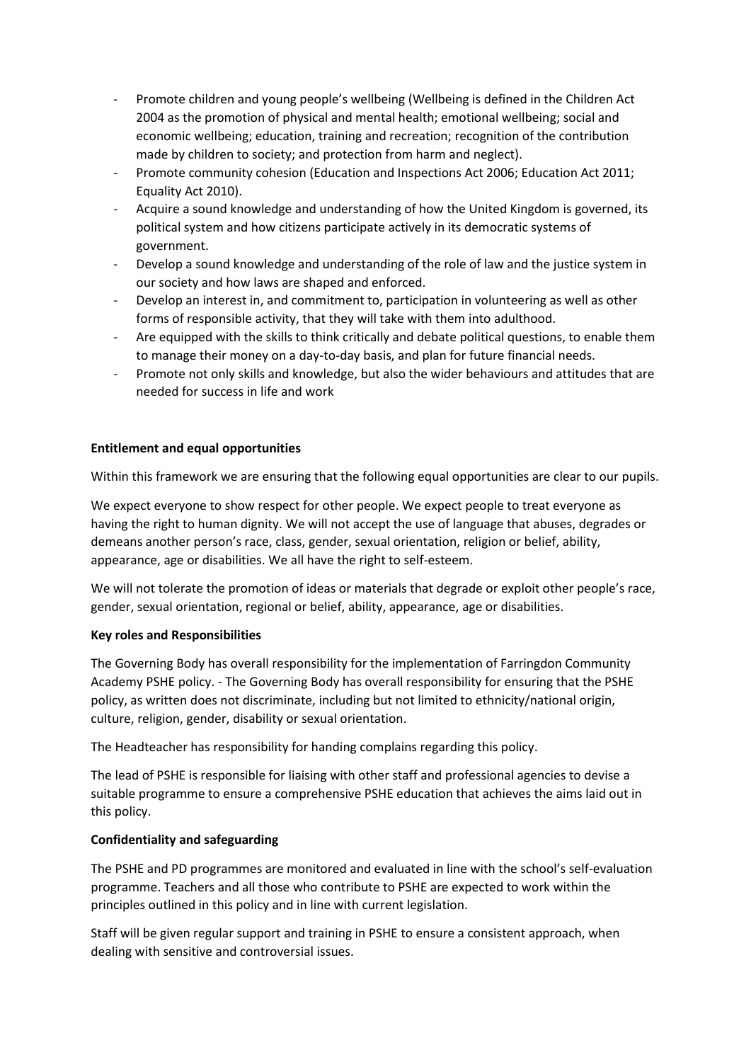- Promote children and young people's wellbeing (Wellbeing is defined in the Children Act 2004 as the promotion of physical and mental health; emotional wellbeing; social and economic wellbeing; education, training and recreation; recognition of the contribution made by children to society; and protection from harm and neglect).
- Promote community cohesion (Education and Inspections Act 2006; Education Act 2011; Equality Act 2010).
- Acquire a sound knowledge and understanding of how the United Kingdom is governed, its political system and how citizens participate actively in its democratic systems of government.
- Develop a sound knowledge and understanding of the role of law and the justice system in our society and how laws are shaped and enforced.
- Develop an interest in, and commitment to, participation in volunteering as well as other forms of responsible activity, that they will take with them into adulthood.
- Are equipped with the skills to think critically and debate political questions, to enable them to manage their money on a day-to-day basis, and plan for future financial needs.
- Promote not only skills and knowledge, but also the wider behaviours and attitudes that are needed for success in life and work

**Entitlement and equal opportunities**

Within this framework we are ensuring that the following equal opportunities are clear to our pupils.

We expect everyone to show respect for other people. We expect people to treat everyone as having the right to human dignity. We will not accept the use of language that abuses, degrades or demeans another person's race, class, gender, sexual orientation, religion or belief, ability, appearance, age or disabilities. We all have the right to self-esteem.

We will not tolerate the promotion of ideas or materials that degrade or exploit other people's race, gender, sexual orientation, regional or belief, ability, appearance, age or disabilities.

**Key roles and Responsibilities**

The Governing Body has overall responsibility for the implementation of Farringdon Community Academy PSHE policy. - The Governing Body has overall responsibility for ensuring that the PSHE policy, as written does not discriminate, including but not limited to ethnicity/national origin, culture, religion, gender, disability or sexual orientation.

The Headteacher has responsibility for handing complains regarding this policy.

The lead of PSHE is responsible for liaising with other staff and professional agencies to devise a suitable programme to ensure a comprehensive PSHE education that achieves the aims laid out in this policy.

**Confidentiality and safeguarding**

The PSHE and PD programmes are monitored and evaluated in line with the school's self-evaluation programme. Teachers and all those who contribute to PSHE are expected to work within the principles outlined in this policy and in line with current legislation.

Staff will be given regular support and training in PSHE to ensure a consistent approach, when dealing with sensitive and controversial issues.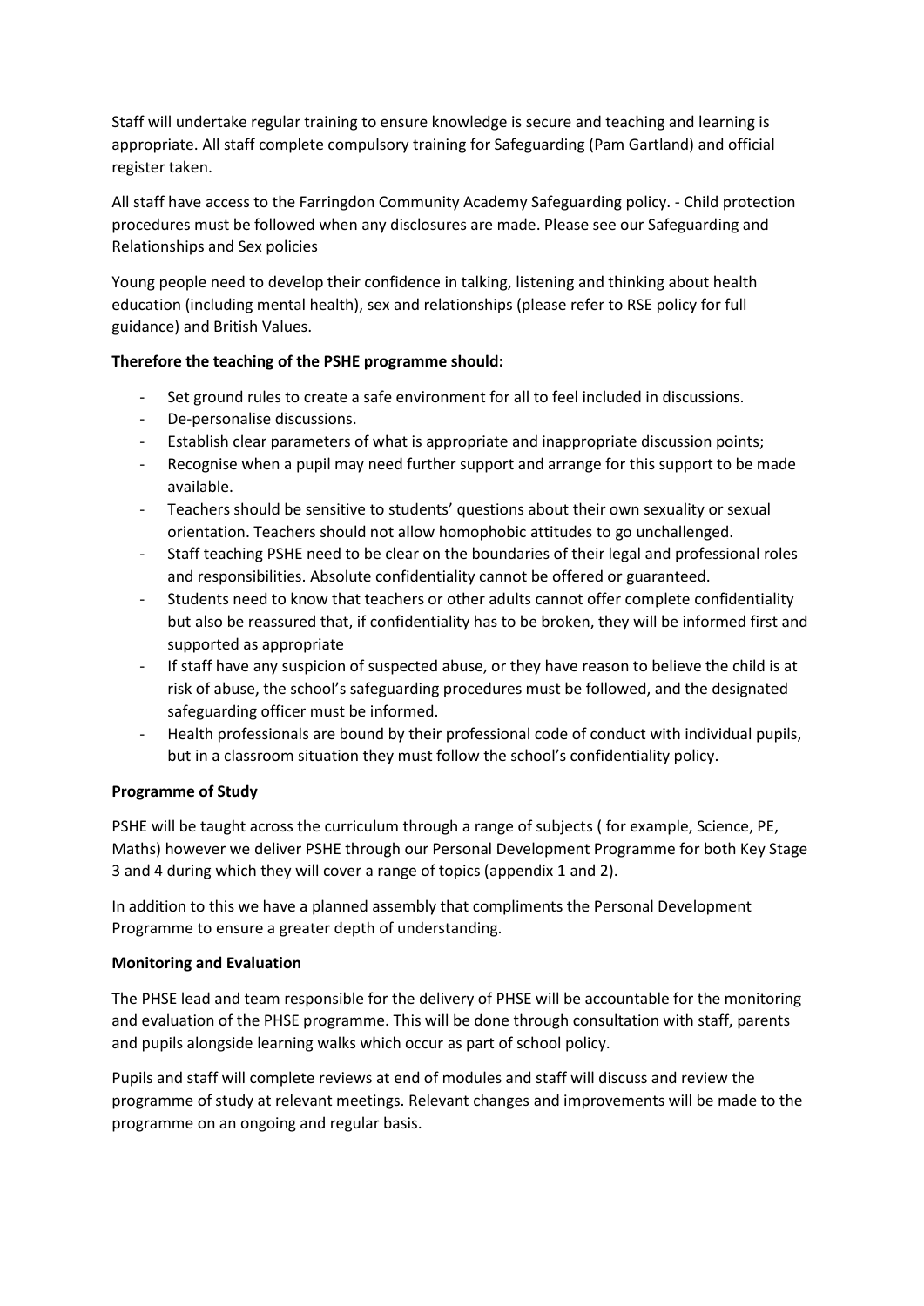Staff will undertake regular training to ensure knowledge is secure and teaching and learning is appropriate. All staff complete compulsory training for Safeguarding (Pam Gartland) and official register taken.

All staff have access to the Farringdon Community Academy Safeguarding policy. - Child protection procedures must be followed when any disclosures are made. Please see our Safeguarding and Relationships and Sex policies

Young people need to develop their confidence in talking, listening and thinking about health education (including mental health), sex and relationships (please refer to RSE policy for full guidance) and British Values.

**Therefore the teaching of the PSHE programme should:**

- Set ground rules to create a safe environment for all to feel included in discussions.
- De-personalise discussions.
- Establish clear parameters of what is appropriate and inappropriate discussion points;
- Recognise when a pupil may need further support and arrange for this support to be made available.
- Teachers should be sensitive to students' questions about their own sexuality or sexual orientation. Teachers should not allow homophobic attitudes to go unchallenged.
- Staff teaching PSHE need to be clear on the boundaries of their legal and professional roles and responsibilities. Absolute confidentiality cannot be offered or guaranteed.
- Students need to know that teachers or other adults cannot offer complete confidentiality but also be reassured that, if confidentiality has to be broken, they will be informed first and supported as appropriate
- If staff have any suspicion of suspected abuse, or they have reason to believe the child is at risk of abuse, the school's safeguarding procedures must be followed, and the designated safeguarding officer must be informed.
- Health professionals are bound by their professional code of conduct with individual pupils, but in a classroom situation they must follow the school's confidentiality policy.

**Programme of Study**

PSHE will be taught across the curriculum through a range of subjects ( for example, Science, PE, Maths) however we deliver PSHE through our Personal Development Programme for both Key Stage 3 and 4 during which they will cover a range of topics (appendix 1 and 2).

In addition to this we have a planned assembly that compliments the Personal Development Programme to ensure a greater depth of understanding.

**Monitoring and Evaluation**

The PHSE lead and team responsible for the delivery of PHSE will be accountable for the monitoring and evaluation of the PHSE programme. This will be done through consultation with staff, parents and pupils alongside learning walks which occur as part of school policy.

Pupils and staff will complete reviews at end of modules and staff will discuss and review the programme of study at relevant meetings. Relevant changes and improvements will be made to the programme on an ongoing and regular basis.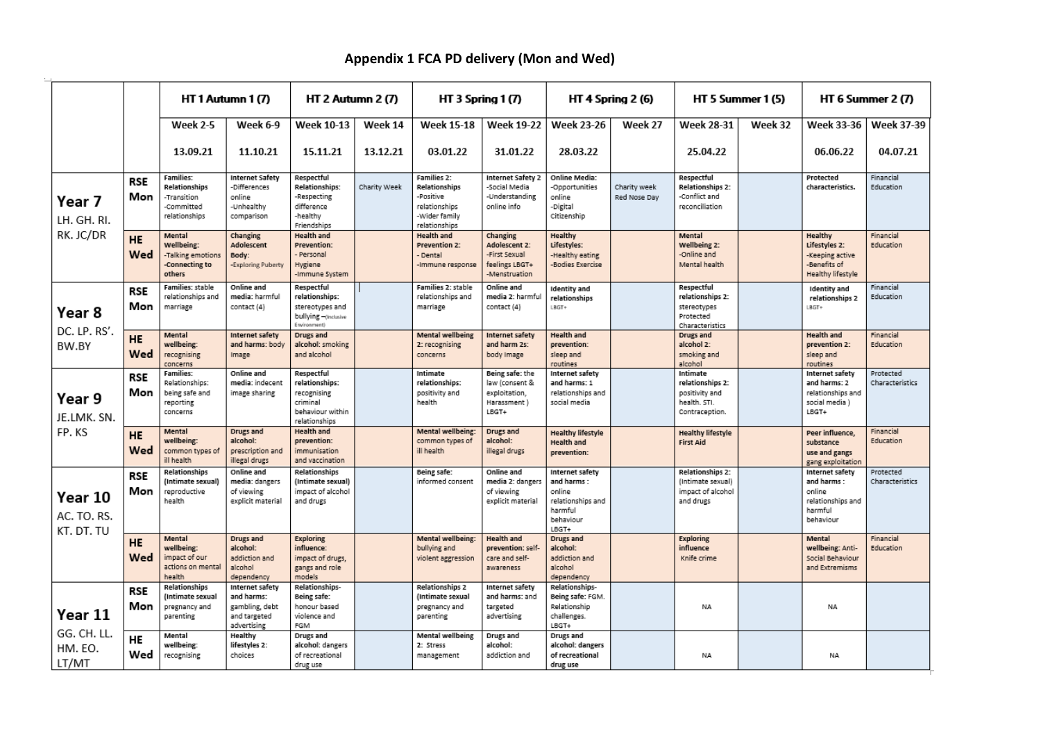# Appendix 1 FCA PD delivery (Mon and Wed)

| | | HT 1 Autumn 1 (7) | | HT 2 Autumn 2 (7) | | HT 3 Spring 1 (7) | | HT 4 Spring 2 (6) | | HT 5 Summer 1 (5) | | HT 6 Summer 2 (7) | |
|---|---|---|---|---|---|---|---|---|---|---|---|---|---|
| | | Week 2-5 | Week 6-9 | Week 10-13 | Week 14 | Week 15-18 | Week 19-22 | Week 23-26 | Week 27 | Week 28-31 | Week 32 | Week 33-36 | Week 37-39 |
| | | 13.09.21 | 11.10.21 | 15.11.21 | 13.12.21 | 03.01.22 | 31.01.22 | 28.03.22 | | 25.04.22 | | 06.06.22 | 04.07.21 |
| **Year 7** LH. GH. RI. RK. JC/DR | **RSE Mon** | **Families: Relationships** -Transition -Committed relationships | **Internet Safety** -Differences online -Unhealthy comparison | **Respectful Relationships:** -Respecting difference -healthy Friendships | Charity Week | **Families 2: Relationships** -Positive relationships -Wider family relationships | **Internet Safety 2** -Social Media -Understanding online info | **Online Media:** -Opportunities online -Digital Citizenship | Charity week Red Nose Day | **Respectful Relationships 2:** -Conflict and reconciliation | | **Protected characteristics.** | Financial Education |
| | **HE Wed** | **Mental Wellbeing:** -Talking emotions **-Connecting to others** | **Changing Adolescent Body:** -Exploring Puberty | **Health and Prevention:** - Personal Hygiene -Immune System | | **Health and Prevention 2:** - Dental -Immune response | **Changing Adolescent 2:** -First Sexual feelings LBGT+ -Menstruation | **Healthy Lifestyles:** -Healthy eating -Bodies Exercise | | **Mental Wellbeing 2:** -Online and Mental health | | **Healthy Lifestyles 2:** -Keeping active -Benefits of Healthy lifestyle | Financial Education |
| **Year 8** DC. LP. RS'. BW.BY | **RSE Mon** | **Families:** stable relationships and marriage | **Online and media:** harmful contact (4) | **Respectful relationships:** stereotypes and bullying –(Inclusive Environment) | | **Families 2:** stable relationships and marriage | **Online and media 2:** harmful contact (4) | **Identity and relationships** LBGT+ | | **Respectful relationships 2:** stereotypes Protected Characteristics | | **Identity and relationships 2** LBGT+ | Financial Education |
| | **HE Wed** | **Mental wellbeing:** recognising concerns | **Internet safety and harms:** body image | **Drugs and alcohol:** smoking and alcohol | | **Mental wellbeing 2:** recognising concerns | **Internet safety and harm 2s:** body image | **Health and prevention:** sleep and routines | | **Drugs and alcohol 2:** smoking and alcohol | | **Health and prevention 2:** sleep and routines | Financial Education |
| **Year 9** JE.LMK. SN. FP. KS | **RSE Mon** | **Families:** Relationships: being safe and reporting concerns | **Online and media:** indecent image sharing | **Respectful relationships:** recognising criminal behaviour within relationships | | **Intimate relationships:** positivity and health | **Being safe:** the law (consent & exploitation, Harassment ) LBGT+ | **Internet safety and harms:** 1 relationships and social media | | **Intimate relationships 2:** positivity and health. STI. Contraception. | | **Internet safety and harms:** 2 relationships and social media ) LBGT+ | Protected Characteristics |
| | **HE Wed** | **Mental wellbeing:** common types of ill health | **Drugs and alcohol:** prescription and illegal drugs | **Health and prevention:** immunisation and vaccination | | **Mental wellbeing:** common types of ill health | **Drugs and alcohol:** illegal drugs | **Healthy lifestyle Health and prevention:** | | **Healthy lifestyle First Aid** | | **Peer influence, substance use and gangs** gang exploitation | Financial Education |
| **Year 10** AC. TO. RS. KT. DT. TU | **RSE Mon** | **Relationships (Intimate sexual)** reproductive health | **Online and media:** dangers of viewing explicit material | **Relationships (Intimate sexual)** impact of alcohol and drugs | | **Being safe:** informed consent | **Online and media 2:** dangers of viewing explicit material | **Internet safety and harms** : online relationships and harmful behaviour LBGT+ | | **Relationships 2:** (Intimate sexual) impact of alcohol and drugs | | **Internet safety and harms** : online relationships and harmful behaviour | Protected Characteristics |
| | **HE Wed** | **Mental wellbeing:** impact of our actions on mental health | **Drugs and alcohol:** addiction and alcohol dependency | **Exploring influence:** impact of drugs, gangs and role models | | **Mental wellbeing:** bullying and violent aggression | **Health and prevention:** self-care and self-awareness | **Drugs and alcohol:** addiction and alcohol dependency | | **Exploring influence** Knife crime | | **Mental wellbeing:** Anti-Social Behaviour and Extremisms | Financial Education |
| **Year 11** GG. CH. LL. HM. EO. LT/MT | **RSE Mon** | **Relationships (Intimate sexual** pregnancy and parenting | **Internet safety and harms:** gambling, debt and targeted advertising | **Relationships- Being safe:** honour based violence and FGM | | **Relationships 2 (Intimate sexual** pregnancy and parenting | **Internet safety and harms:** and targeted advertising | **Relationships- Being safe:** FGM. Relationship challenges. LBGT+ | | NA | | NA | |
| | **HE Wed** | **Mental wellbeing:** recognising | **Healthy lifestyles 2:** choices | **Drugs and alcohol:** dangers of recreational drug use | | **Mental wellbeing 2:** Stress management | **Drugs and alcohol:** addiction and | **Drugs and alcohol: dangers of recreational drug use** | | NA | | NA | |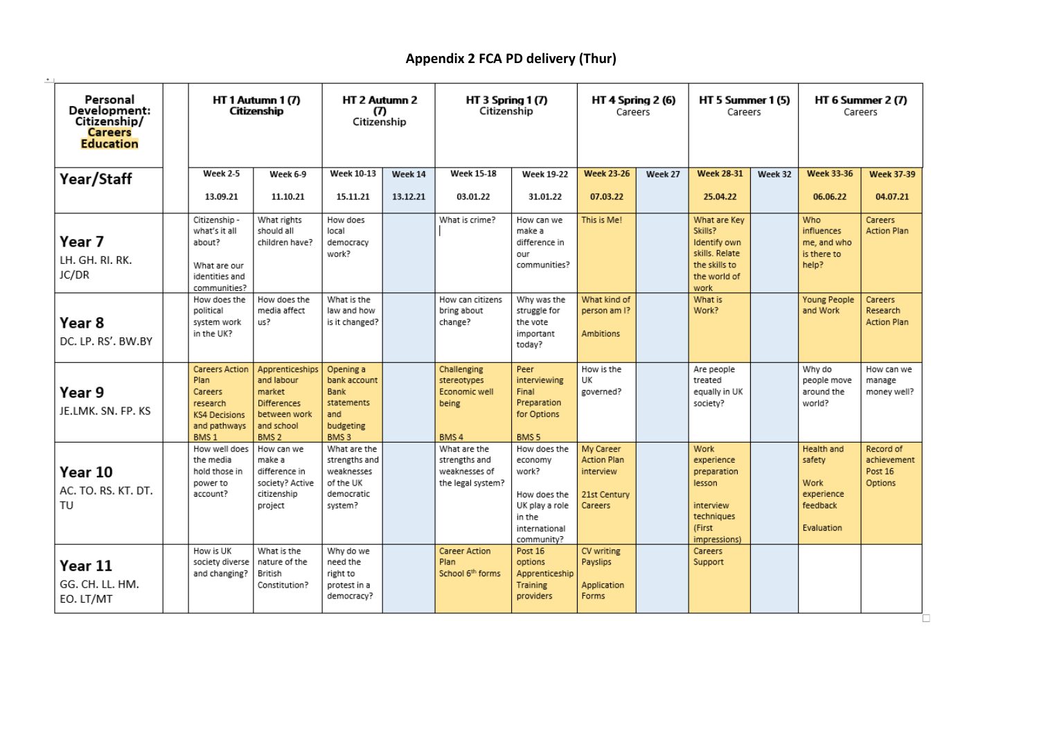## Appendix 2 FCA PD delivery (Thur)

| Personal Development: Citizenship/ Careers Education | | HT 1 Autumn 1 (7) Citizenship | | HT 2 Autumn 2 (7) Citizenship | | HT 3 Spring 1 (7) Citizenship | | HT 4 Spring 2 (6) Careers | | HT 5 Summer 1 (5) Careers | | HT 6 Summer 2 (7) Careers | |
|---|---|---|---|---|---|---|---|---|---|---|---|---|---|
| Year/Staff | | Week 2-5<br>13.09.21 | Week 6-9<br>11.10.21 | Week 10-13<br>15.11.21 | Week 14<br>13.12.21 | Week 15-18<br>03.01.22 | Week 19-22<br>31.01.22 | Week 23-26<br>07.03.22 | Week 27 | Week 28-31<br>25.04.22 | Week 32 | Week 33-36<br>06.06.22 | Week 37-39<br>04.07.21 |
| Year 7<br>LH. GH. RI. RK. JC/DR | | Citizenship - what's it all about?<br>What are our identities and communities? | What rights should all children have? | How does local democracy work? | | What is crime? | How can we make a difference in our communities? | This is Me! | | What are Key Skills? Identify own skills. Relate the skills to the world of work | | Who influences me, and who is there to help? | Careers Action Plan |
| Year 8<br>DC. LP. RS'. BW.BY | | How does the political system work in the UK? | How does the media affect us? | What is the law and how is it changed? | | How can citizens bring about change? | Why was the struggle for the vote important today? | What kind of person am I?<br>Ambitions | | What is Work? | | Young People and Work | Careers Research Action Plan |
| Year 9<br>JE.LMK. SN. FP. KS | | Careers Action Plan<br>Careers research<br>KS4 Decisions and pathways<br>BMS 1 | Apprenticeships and labour market<br>Differences between work and school<br>BMS 2 | Opening a bank account<br>Bank statements and budgeting<br>BMS 3 | | Challenging stereotypes<br>Economic well being<br>BMS 4 | Peer interviewing<br>Final Preparation for Options<br>BMS 5 | How is the UK governed? | | Are people treated equally in UK society? | | Why do people move around the world? | How can we manage money well? |
| Year 10<br>AC. TO. RS. KT. DT. TU | | How well does the media hold those in power to account? | How can we make a difference in society? Active citizenship project | What are the strengths and weaknesses of the UK democratic system? | | What are the strengths and weaknesses of the legal system? | How does the economy work?<br>How does the UK play a role in the international community? | My Career Action Plan interview<br>21st Century Careers | | Work experience preparation lesson<br>interview techniques (First impressions) | | Health and safety<br>Work experience feedback<br>Evaluation | Record of achievement<br>Post 16 Options |
| Year 11<br>GG. CH. LL. HM. EO. LT/MT | | How is UK society diverse and changing? | What is the nature of the British Constitution? | Why do we need the right to protest in a democracy? | | Career Action Plan<br>School 6th forms | Post 16 options<br>Apprenticeship Training providers | CV writing<br>Payslips<br>Application Forms | | Careers Support | | | |